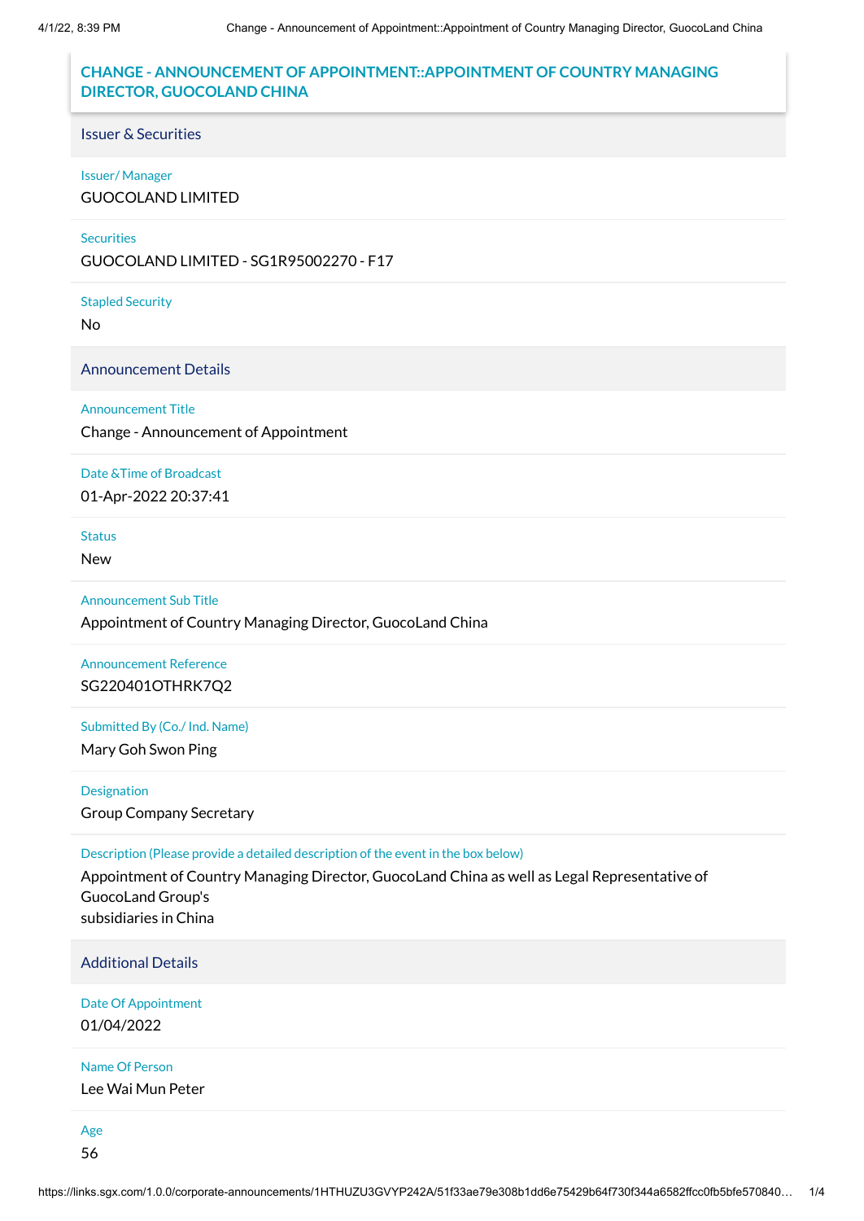# CHANGE - ANNOUNCEMENT OF APPOINTMENT::APPOINTMENT OF COUNTRY MANAGING DIRECTOR, GUOCOLAND CHINA

## Issuer & Securities

**Issuer/ Manager**

GUOCOLAND LIMITED

**Securities**

GUOCOLAND LIMITED - SG1R95002270 - F17

**Stapled Security**

No

## Announcement Details

**Announcement Title**

Change - Announcement of Appointment

**Date &Time of Broadcast**

01-Apr-2022 20:37:41

**Status**

New

**Announcement Sub Title**

Appointment of Country Managing Director, GuocoLand China

**Announcement Reference**

SG220401OTHRK7Q2

**Submitted By (Co./ Ind. Name)**

Mary Goh Swon Ping

**Designation**

Group Company Secretary

**Description (Please provide a detailed description of the event in the box below)**

Appointment of Country Managing Director, GuocoLand China as well as Legal Representative of GuocoLand Group's
subsidiaries in China

## Additional Details

**Date Of Appointment**

01/04/2022

**Name Of Person**

Lee Wai Mun Peter

**Age**

56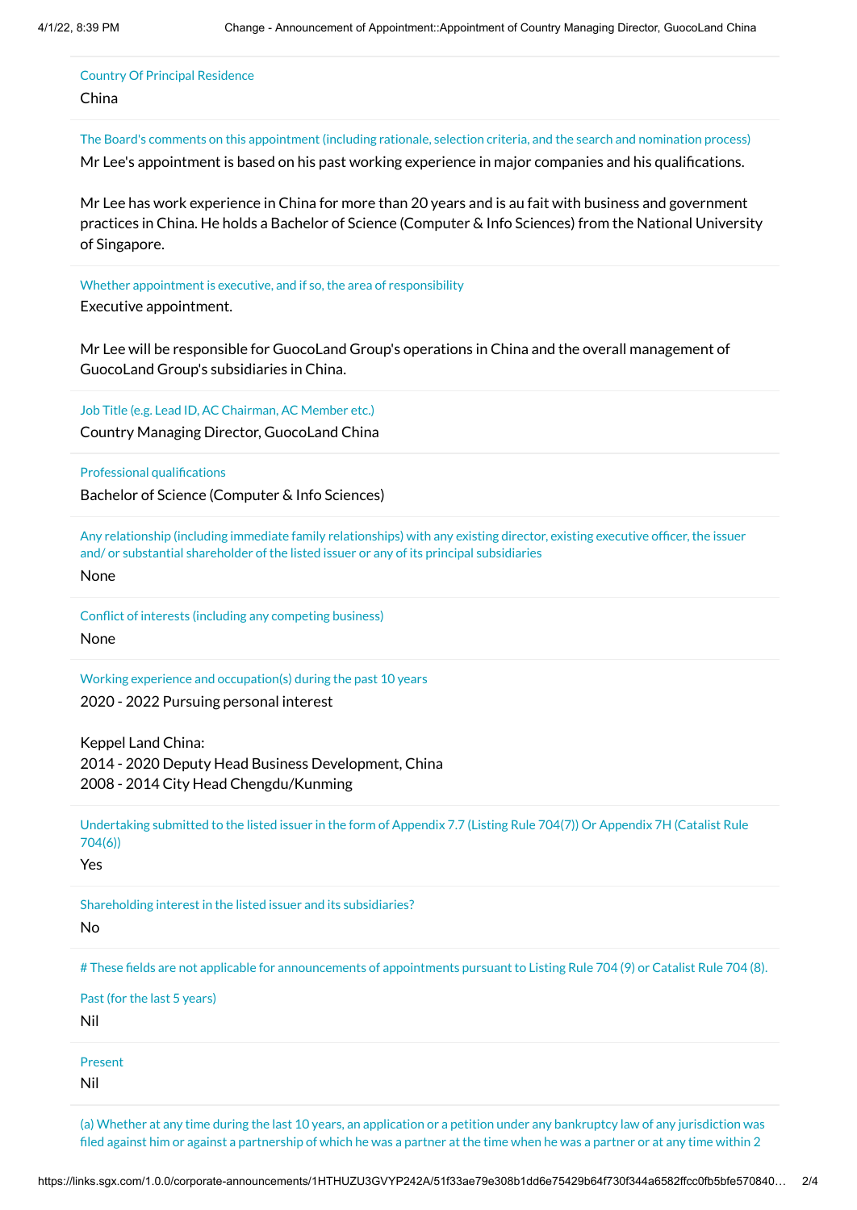Country Of Principal Residence

China

The Board's comments on this appointment (including rationale, selection criteria, and the search and nomination process)

Mr Lee's appointment is based on his past working experience in major companies and his qualifications.

Mr Lee has work experience in China for more than 20 years and is au fait with business and government practices in China. He holds a Bachelor of Science (Computer & Info Sciences) from the National University of Singapore.

Whether appointment is executive, and if so, the area of responsibility

Executive appointment.

Mr Lee will be responsible for GuocoLand Group's operations in China and the overall management of GuocoLand Group's subsidiaries in China.

Job Title (e.g. Lead ID, AC Chairman, AC Member etc.)

Country Managing Director, GuocoLand China

Professional qualifications

Bachelor of Science (Computer & Info Sciences)

Any relationship (including immediate family relationships) with any existing director, existing executive officer, the issuer and/ or substantial shareholder of the listed issuer or any of its principal subsidiaries

None

Conflict of interests (including any competing business)

None

Working experience and occupation(s) during the past 10 years

2020 - 2022 Pursuing personal interest

Keppel Land China:
2014 - 2020 Deputy Head Business Development, China
2008 - 2014 City Head Chengdu/Kunming

Undertaking submitted to the listed issuer in the form of Appendix 7.7 (Listing Rule 704(7)) Or Appendix 7H (Catalist Rule 704(6))

Yes

Shareholding interest in the listed issuer and its subsidiaries?

No

# These fields are not applicable for announcements of appointments pursuant to Listing Rule 704 (9) or Catalist Rule 704 (8).

Past (for the last 5 years)

Nil

Present

Nil

(a) Whether at any time during the last 10 years, an application or a petition under any bankruptcy law of any jurisdiction was filed against him or against a partnership of which he was a partner at the time when he was a partner or at any time within 2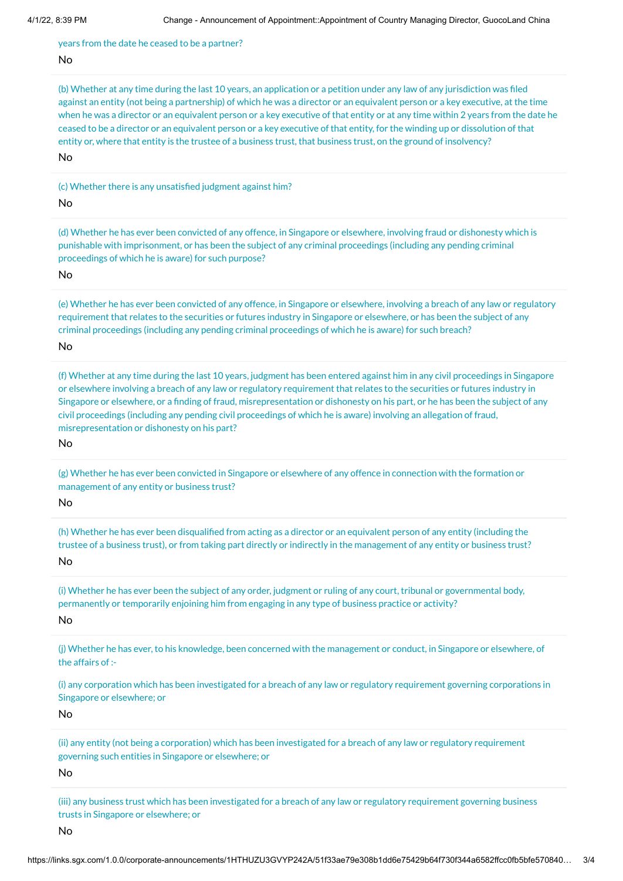years from the date he ceased to be a partner?

No

(b) Whether at any time during the last 10 years, an application or a petition under any law of any jurisdiction was filed against an entity (not being a partnership) of which he was a director or an equivalent person or a key executive, at the time when he was a director or an equivalent person or a key executive of that entity or at any time within 2 years from the date he ceased to be a director or an equivalent person or a key executive of that entity, for the winding up or dissolution of that entity or, where that entity is the trustee of a business trust, that business trust, on the ground of insolvency?

No

(c) Whether there is any unsatisfied judgment against him?

No

(d) Whether he has ever been convicted of any offence, in Singapore or elsewhere, involving fraud or dishonesty which is punishable with imprisonment, or has been the subject of any criminal proceedings (including any pending criminal proceedings of which he is aware) for such purpose?

No

(e) Whether he has ever been convicted of any offence, in Singapore or elsewhere, involving a breach of any law or regulatory requirement that relates to the securities or futures industry in Singapore or elsewhere, or has been the subject of any criminal proceedings (including any pending criminal proceedings of which he is aware) for such breach?

No

(f) Whether at any time during the last 10 years, judgment has been entered against him in any civil proceedings in Singapore or elsewhere involving a breach of any law or regulatory requirement that relates to the securities or futures industry in Singapore or elsewhere, or a finding of fraud, misrepresentation or dishonesty on his part, or he has been the subject of any civil proceedings (including any pending civil proceedings of which he is aware) involving an allegation of fraud, misrepresentation or dishonesty on his part?

No

(g) Whether he has ever been convicted in Singapore or elsewhere of any offence in connection with the formation or management of any entity or business trust?

No

(h) Whether he has ever been disqualified from acting as a director or an equivalent person of any entity (including the trustee of a business trust), or from taking part directly or indirectly in the management of any entity or business trust?

No

(i) Whether he has ever been the subject of any order, judgment or ruling of any court, tribunal or governmental body, permanently or temporarily enjoining him from engaging in any type of business practice or activity?

No

(j) Whether he has ever, to his knowledge, been concerned with the management or conduct, in Singapore or elsewhere, of the affairs of :-

(i) any corporation which has been investigated for a breach of any law or regulatory requirement governing corporations in Singapore or elsewhere; or

No

(ii) any entity (not being a corporation) which has been investigated for a breach of any law or regulatory requirement governing such entities in Singapore or elsewhere; or

No

(iii) any business trust which has been investigated for a breach of any law or regulatory requirement governing business trusts in Singapore or elsewhere; or

No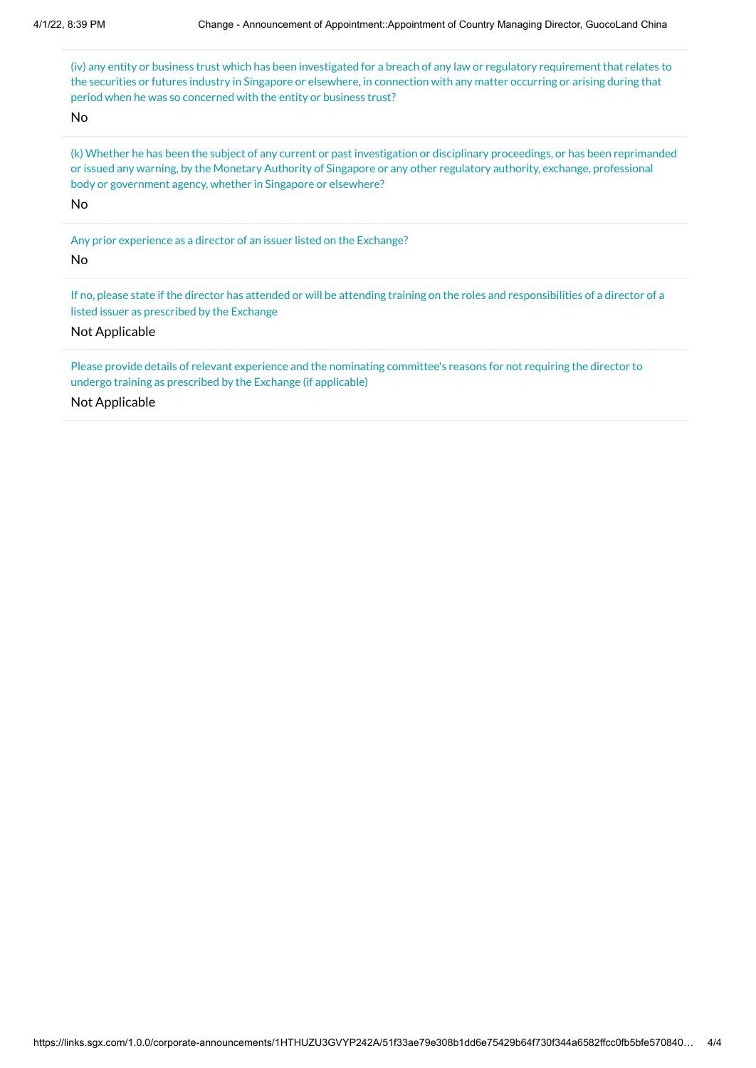(iv) any entity or business trust which has been investigated for a breach of any law or regulatory requirement that relates to the securities or futures industry in Singapore or elsewhere, in connection with any matter occurring or arising during that period when he was so concerned with the entity or business trust?

No

(k) Whether he has been the subject of any current or past investigation or disciplinary proceedings, or has been reprimanded or issued any warning, by the Monetary Authority of Singapore or any other regulatory authority, exchange, professional body or government agency, whether in Singapore or elsewhere?

No

Any prior experience as a director of an issuer listed on the Exchange?

No

If no, please state if the director has attended or will be attending training on the roles and responsibilities of a director of a listed issuer as prescribed by the Exchange

Not Applicable

Please provide details of relevant experience and the nominating committee's reasons for not requiring the director to undergo training as prescribed by the Exchange (if applicable)

Not Applicable